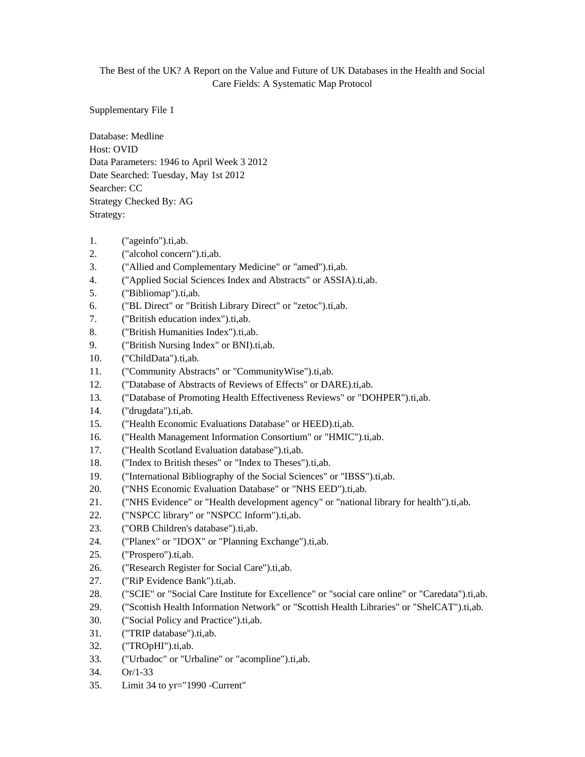The Best of the UK? A Report on the Value and Future of UK Databases in the Health and Social Care Fields: A Systematic Map Protocol

Supplementary File 1

Database: Medline
Host: OVID
Data Parameters: 1946 to April Week 3 2012
Date Searched: Tuesday, May 1st 2012
Searcher: CC
Strategy Checked By: AG
Strategy:

1. ("ageinfo").ti,ab.
2. ("alcohol concern").ti,ab.
3. ("Allied and Complementary Medicine" or "amed").ti,ab.
4. ("Applied Social Sciences Index and Abstracts" or ASSIA).ti,ab.
5. ("Bibliomap").ti,ab.
6. ("BL Direct" or "British Library Direct" or "zetoc").ti,ab.
7. ("British education index").ti,ab.
8. ("British Humanities Index").ti,ab.
9. ("British Nursing Index" or BNI).ti,ab.
10. ("ChildData").ti,ab.
11. ("Community Abstracts" or "CommunityWise").ti,ab.
12. ("Database of Abstracts of Reviews of Effects" or DARE).ti,ab.
13. ("Database of Promoting Health Effectiveness Reviews" or "DOHPER").ti,ab.
14. ("drugdata").ti,ab.
15. ("Health Economic Evaluations Database" or HEED).ti,ab.
16. ("Health Management Information Consortium" or "HMIC").ti,ab.
17. ("Health Scotland Evaluation database").ti,ab.
18. ("Index to British theses" or "Index to Theses").ti,ab.
19. ("International Bibliography of the Social Sciences" or "IBSS").ti,ab.
20. ("NHS Economic Evaluation Database" or "NHS EED").ti,ab.
21. ("NHS Evidence" or "Health development agency" or "national library for health").ti,ab.
22. ("NSPCC library" or "NSPCC Inform").ti,ab.
23. ("ORB Children's database").ti,ab.
24. ("Planex" or "IDOX" or "Planning Exchange").ti,ab.
25. ("Prospero").ti,ab.
26. ("Research Register for Social Care").ti,ab.
27. ("RiP Evidence Bank").ti,ab.
28. ("SCIE" or "Social Care Institute for Excellence" or "social care online" or "Caredata").ti,ab.
29. ("Scottish Health Information Network" or "Scottish Health Libraries" or "ShelCAT").ti,ab.
30. ("Social Policy and Practice").ti,ab.
31. ("TRIP database").ti,ab.
32. ("TROpHI").ti,ab.
33. ("Urbadoc" or "Urbaline" or "acompline").ti,ab.
34. Or/1-33
35. Limit 34 to yr="1990 -Current"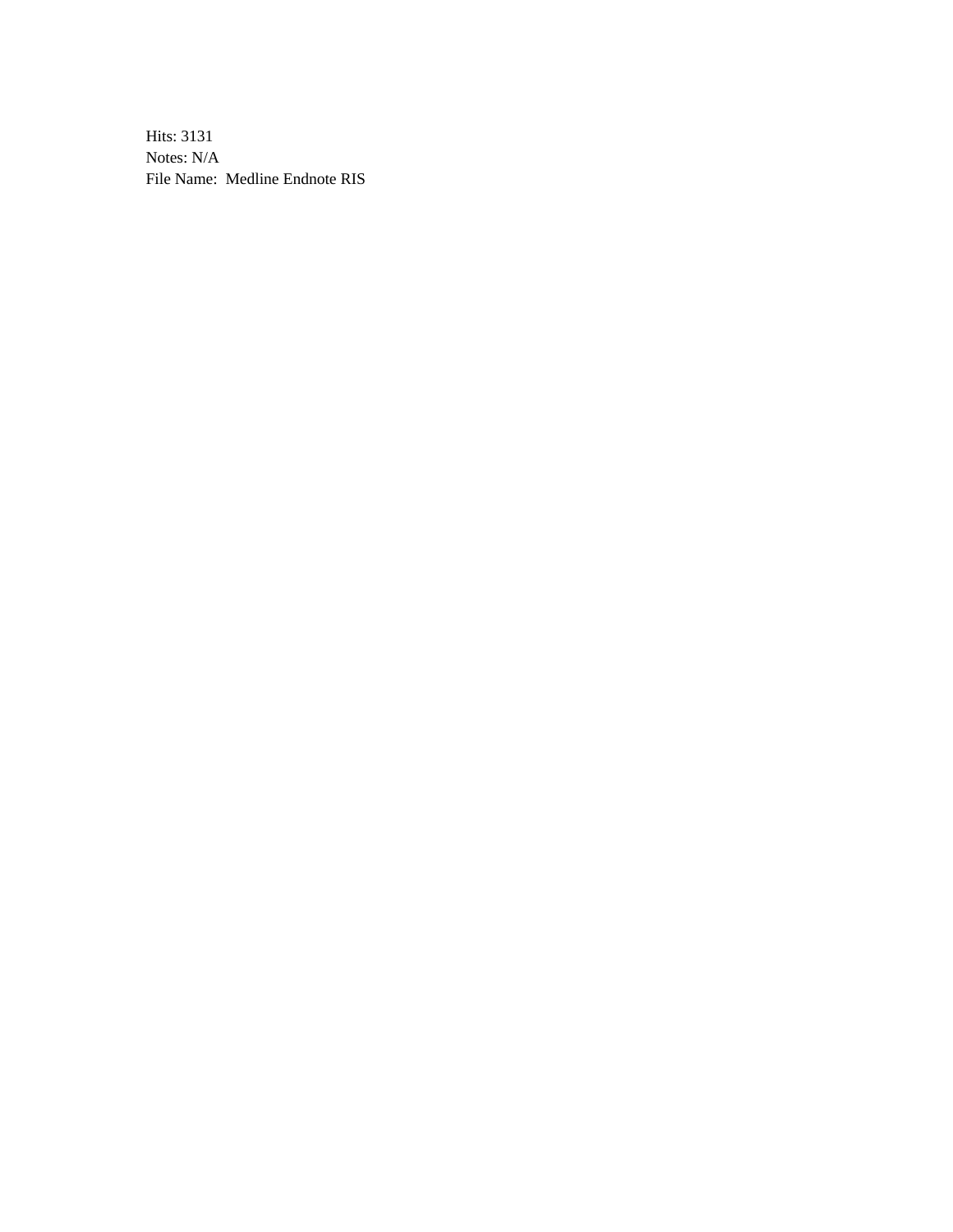Hits: 3131
Notes: N/A
File Name:  Medline Endnote RIS